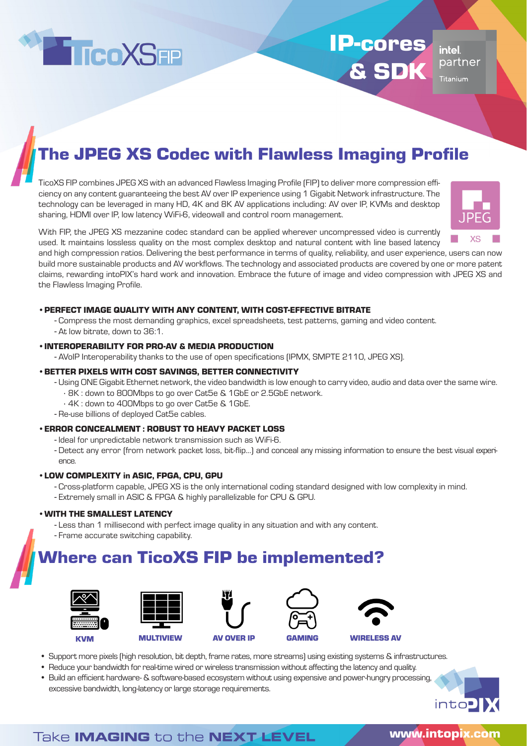# TicoXS FIP

## IP-cores & SDK

intel. partner Titanium

## The JPEG XS Codec with Flawless Imaging Profile

TicoXS FIP combines JPEG XS with an advanced Flawless Imaging Profile (FIP) to deliver more compression efficiency on any content guaranteeing the best AV over IP experience using 1 Gigabit Network infrastructure. The technology can be leveraged in many HD, 4K and 8K AV applications including: AV over IP, KVMs and desktop sharing, HDMI over IP, low latency WiFi-6, videowall and control room management.

With FIP, the JPEG XS mezzanine codec standard can be applied wherever uncompressed video is currently used. It maintains lossless quality on the most complex desktop and natural content with line based latency and high compression ratios. Delivering the best performance in terms of quality, reliability, and user experience, users can now build more sustainable products and AV workflows. The technology and associated products are covered by one or more patent claims, rewarding intoPIX's hard work and innovation. Embrace the future of image and video compression with JPEG XS and the Flawless Imaging Profile.

- **PERFECT IMAGE QUALITY WITH ANY CONTENT, WITH COST-EFFECTIVE BITRATE**
  - Compress the most demanding graphics, excel spreadsheets, test patterns, gaming and video content.
  - At low bitrate, down to 36:1.
- **INTEROPERABILITY FOR PRO-AV & MEDIA PRODUCTION**
  - AVoIP Interoperability thanks to the use of open specifications (IPMX, SMPTE 2110, JPEG XS).
- **BETTER PIXELS WITH COST SAVINGS, BETTER CONNECTIVITY**
  - Using ONE Gigabit Ethernet network, the video bandwidth is low enough to carry video, audio and data over the same wire.
    - 8K : down to 800Mbps to go over Cat5e & 1GbE or 2.5GbE network.
    - 4K : down to 400Mbps to go over Cat5e & 1GbE.
  - Re-use billions of deployed Cat5e cables.
- **ERROR CONCEALMENT : ROBUST TO HEAVY PACKET LOSS**
  - Ideal for unpredictable network transmission such as WiFi-6.
  - Detect any error (from network packet loss, bit-flip...) and conceal any missing information to ensure the best visual experience.
- **LOW COMPLEXITY in ASIC, FPGA, CPU, GPU**
  - Cross-platform capable, JPEG XS is the only international coding standard designed with low complexity in mind.
  - Extremely small in ASIC & FPGA & highly parallelizable for CPU & GPU.
- **WITH THE SMALLEST LATENCY**
  - Less than 1 millisecond with perfect image quality in any situation and with any content.
  - Frame accurate switching capability.

## Where can TicoXS FIP be implemented?

KVM | MULTIVIEW | AV OVER IP | GAMING | WIRELESS AV

- Support more pixels (high resolution, bit depth, frame rates, more streams) using existing systems & infrastructures.
- Reduce your bandwidth for real-time wired or wireless transmission without affecting the latency and quality.
- Build an efficient hardware- & software-based ecosystem without using expensive and power-hungry processing, excessive bandwidth, long-latency or large storage requirements.

Take **IMAGING** to the **NEXT LEVEL** **www.intopix.com**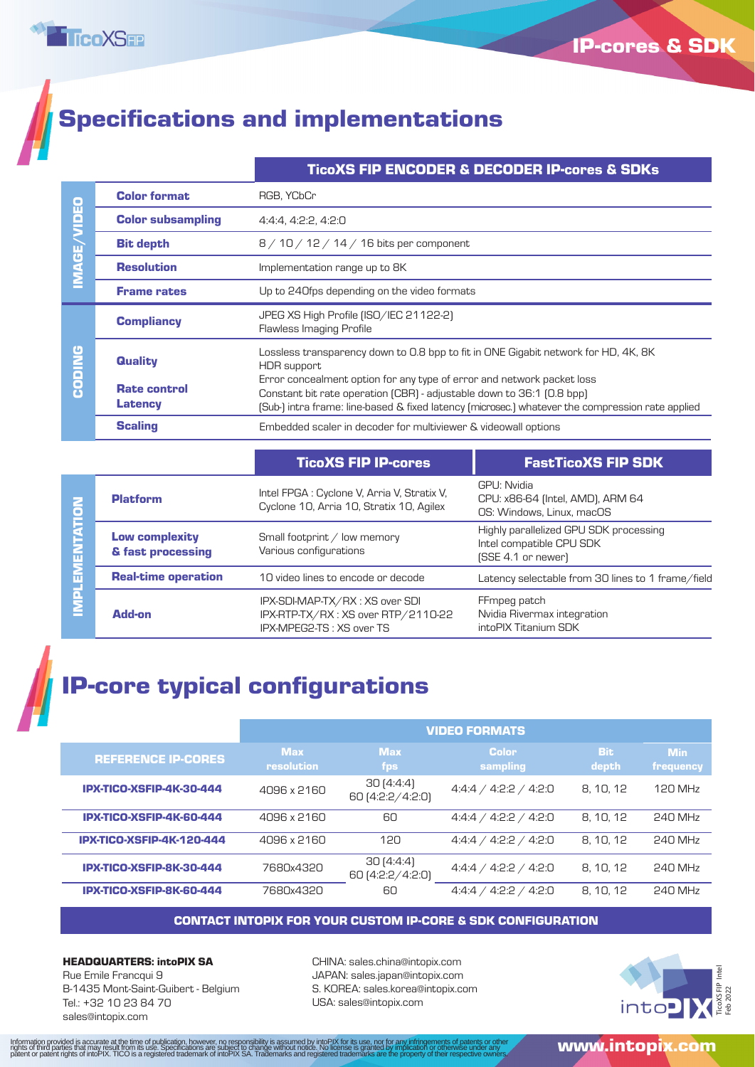# Specifications and implementations

| | | TicoXS FIP ENCODER & DECODER IP-cores & SDKs |
|---|---|---|
| IMAGE/VIDEO | **Color format** | RGB, YCbCr |
| | **Color subsampling** | 4:4:4, 4:2:2, 4:2:0 |
| | **Bit depth** | 8 / 10 / 12 / 14 / 16 bits per component |
| | **Resolution** | Implementation range up to 8K |
| | **Frame rates** | Up to 240fps depending on the video formats |
| CODING | **Compliancy** | JPEG XS High Profile (ISO/IEC 21122-2)<br>Flawless Imaging Profile |
| | **Quality**<br>**Rate control**<br>**Latency** | Lossless transparency down to 0.8 bpp to fit in ONE Gigabit network for HD, 4K, 8K<br>HDR support<br>Error concealment option for any type of error and network packet loss<br>Constant bit rate operation (CBR) - adjustable down to 36:1 (0.8 bpp)<br>(Sub-) intra frame: line-based & fixed latency (microsec.) whatever the compression rate applied |
| | **Scaling** | Embedded scaler in decoder for multiviewer & videowall options |

| | | TicoXS FIP IP-cores | FastTicoXS FIP SDK |
|---|---|---|---|
| IMPLEMENTATION | **Platform** | Intel FPGA : Cyclone V, Arria V, Stratix V, Cyclone 10, Arria 10, Stratix 10, Agilex | GPU: Nvidia<br>CPU: x86-64 (Intel, AMD), ARM 64<br>OS: Windows, Linux, macOS |
| | **Low complexity & fast processing** | Small footprint / low memory<br>Various configurations | Highly parallelized GPU SDK processing<br>Intel compatible CPU SDK<br>(SSE 4.1 or newer) |
| | **Real-time operation** | 10 video lines to encode or decode | Latency selectable from 30 lines to 1 frame/field |
| | **Add-on** | IPX-SDI-MAP-TX/RX : XS over SDI<br>IPX-RTP-TX/RX : XS over RTP/2110-22<br>IPX-MPEG2-TS : XS over TS | FFmpeg patch<br>Nvidia Rivermax integration<br>intoPIX Titanium SDK |

# IP-core typical configurations

| REFERENCE IP-CORES | VIDEO FORMATS<br>Max resolution | Max fps | Color sampling | Bit depth | Min frequency |
|---|---|---|---|---|---|
| **IPX-TICO-XSFIP-4K-30-444** | 4096 x 2160 | 30 (4:4:4)<br>60 (4:2:2/4:2:0) | 4:4:4 / 4:2:2 / 4:2:0 | 8, 10, 12 | 120 MHz |
| **IPX-TICO-XSFIP-4K-60-444** | 4096 x 2160 | 60 | 4:4:4 / 4:2:2 / 4:2:0 | 8, 10, 12 | 240 MHz |
| **IPX-TICO-XSFIP-4K-120-444** | 4096 x 2160 | 120 | 4:4:4 / 4:2:2 / 4:2:0 | 8, 10, 12 | 240 MHz |
| **IPX-TICO-XSFIP-8K-30-444** | 7680x4320 | 30 (4:4:4)<br>60 (4:2:2/4:2:0) | 4:4:4 / 4:2:2 / 4:2:0 | 8, 10, 12 | 240 MHz |
| **IPX-TICO-XSFIP-8K-60-444** | 7680x4320 | 60 | 4:4:4 / 4:2:2 / 4:2:0 | 8, 10, 12 | 240 MHz |

**CONTACT INTOPIX FOR YOUR CUSTOM IP-CORE & SDK CONFIGURATION**

**HEADQUARTERS: intoPIX SA**
Rue Emile Francqui 9
B-1435 Mont-Saint-Guibert - Belgium
Tel.: +32 10 23 84 70
sales@intopix.com

CHINA: sales.china@intopix.com
JAPAN: sales.japan@intopix.com
S. KOREA: sales.korea@intopix.com
USA: sales@intopix.com

TicoXS FIP Intel
Feb 2022

Information provided is accurate at the time of publication, however, no responsibility is assumed by intoPIX for its use, nor for any infringements of patents or other rights of third parties that may result from its use. Specifications are subject to change without notice. No license is granted by implication or otherwise under any patent or patent rights of intoPIX. TICO is a registered trademark of intoPIX SA. Trademarks and registered trademarks are the property of their respective owners.

www.intopix.com